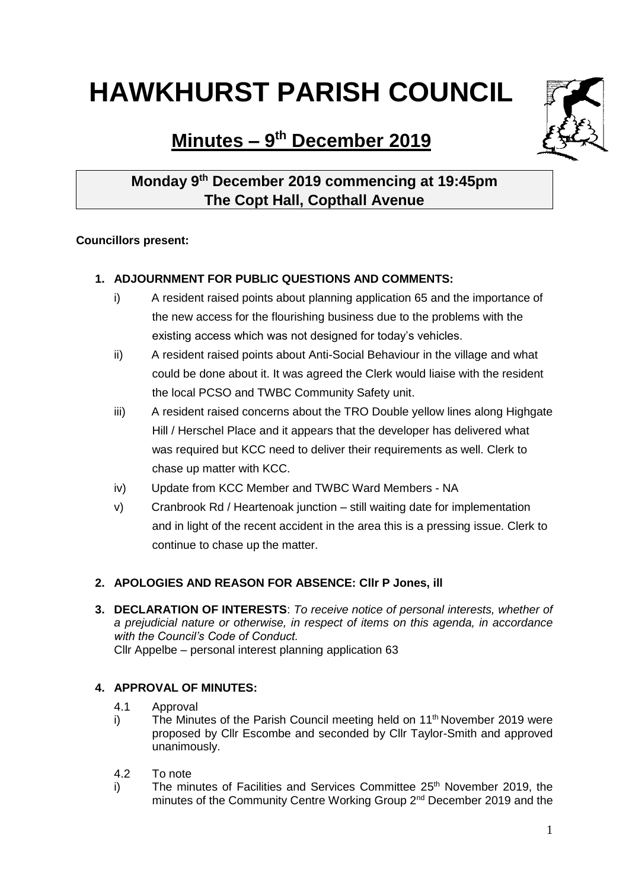# HAWKHURST PARISH COUNCIL

## Minutes – 9th December 2019

**Monday 9th December 2019 commencing at 19:45pm**
**The Copt Hall, Copthall Avenue**

**Councillors present:**

1. **ADJOURNMENT FOR PUBLIC QUESTIONS AND COMMENTS:**
   - i) A resident raised points about planning application 65 and the importance of the new access for the flourishing business due to the problems with the existing access which was not designed for today's vehicles.
   - ii) A resident raised points about Anti-Social Behaviour in the village and what could be done about it. It was agreed the Clerk would liaise with the resident the local PCSO and TWBC Community Safety unit.
   - iii) A resident raised concerns about the TRO Double yellow lines along Highgate Hill / Herschel Place and it appears that the developer has delivered what was required but KCC need to deliver their requirements as well. Clerk to chase up matter with KCC.
   - iv) Update from KCC Member and TWBC Ward Members - NA
   - v) Cranbrook Rd / Heartenoak junction – still waiting date for implementation and in light of the recent accident in the area this is a pressing issue. Clerk to continue to chase up the matter.

2. **APOLOGIES AND REASON FOR ABSENCE: Cllr P Jones, ill**

3. **DECLARATION OF INTERESTS**: *To receive notice of personal interests, whether of a prejudicial nature or otherwise, in respect of items on this agenda, in accordance with the Council's Code of Conduct.*
   Cllr Appelbe – personal interest planning application 63

4. **APPROVAL OF MINUTES:**

   4.1 Approval

   i) The Minutes of the Parish Council meeting held on 11th November 2019 were proposed by Cllr Escombe and seconded by Cllr Taylor-Smith and approved unanimously.

   4.2 To note

   i) The minutes of Facilities and Services Committee 25th November 2019, the minutes of the Community Centre Working Group 2nd December 2019 and the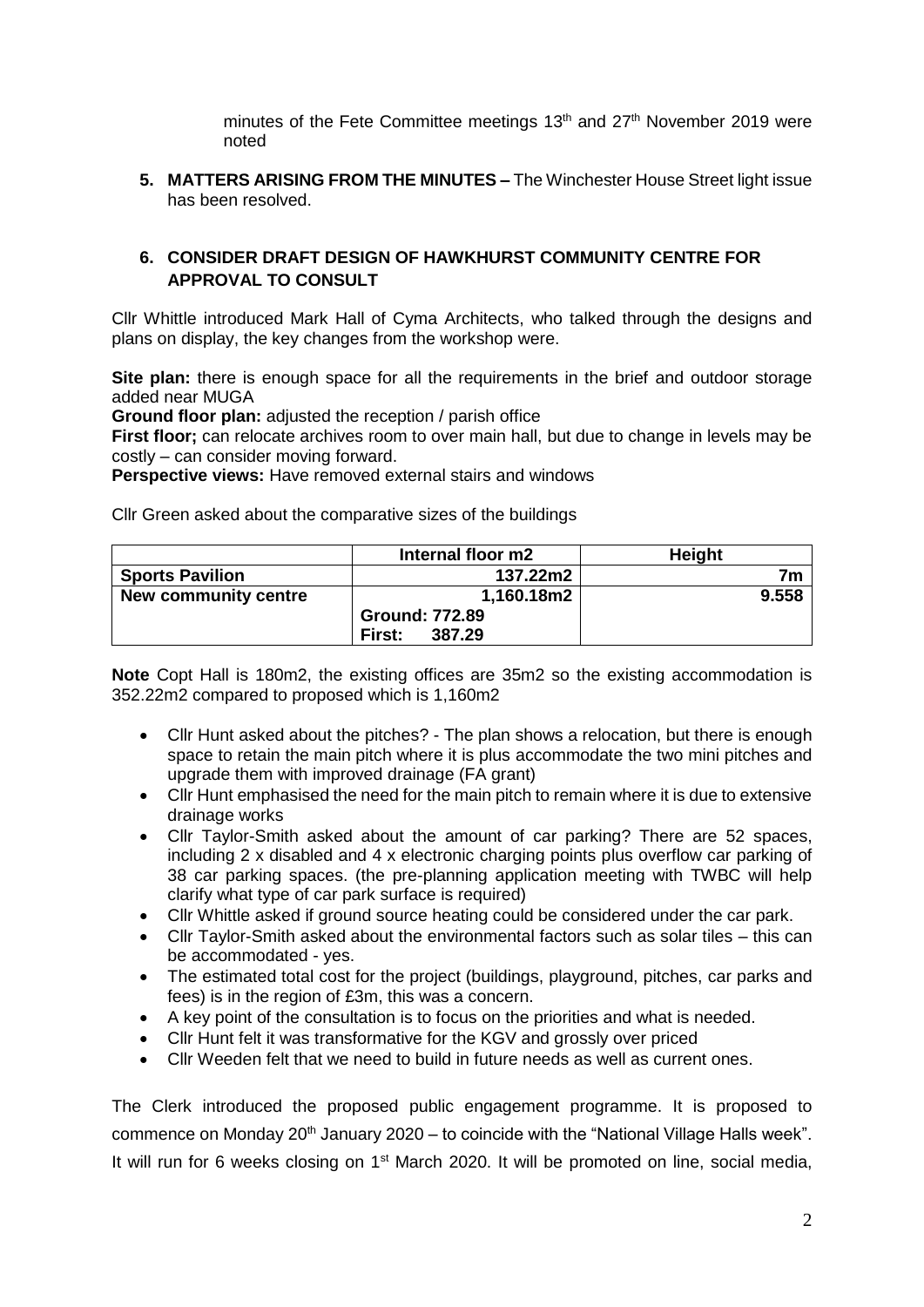minutes of the Fete Committee meetings 13th and 27th November 2019 were noted

**5. MATTERS ARISING FROM THE MINUTES –** The Winchester House Street light issue has been resolved.

**6. CONSIDER DRAFT DESIGN OF HAWKHURST COMMUNITY CENTRE FOR APPROVAL TO CONSULT**

Cllr Whittle introduced Mark Hall of Cyma Architects, who talked through the designs and plans on display, the key changes from the workshop were.

**Site plan:** there is enough space for all the requirements in the brief and outdoor storage added near MUGA
**Ground floor plan:** adjusted the reception / parish office
**First floor;** can relocate archives room to over main hall, but due to change in levels may be costly – can consider moving forward.
**Perspective views:** Have removed external stairs and windows

Cllr Green asked about the comparative sizes of the buildings

| | Internal floor m2 | Height |
|---|---|---|
| **Sports Pavilion** | **137.22m2** | **7m** |
| **New community centre** | **1,160.18m2**<br>**Ground: 772.89**<br>**First: 387.29** | **9.558** |

**Note** Copt Hall is 180m2, the existing offices are 35m2 so the existing accommodation is 352.22m2 compared to proposed which is 1,160m2

- Cllr Hunt asked about the pitches? - The plan shows a relocation, but there is enough space to retain the main pitch where it is plus accommodate the two mini pitches and upgrade them with improved drainage (FA grant)
- Cllr Hunt emphasised the need for the main pitch to remain where it is due to extensive drainage works
- Cllr Taylor-Smith asked about the amount of car parking? There are 52 spaces, including 2 x disabled and 4 x electronic charging points plus overflow car parking of 38 car parking spaces. (the pre-planning application meeting with TWBC will help clarify what type of car park surface is required)
- Cllr Whittle asked if ground source heating could be considered under the car park.
- Cllr Taylor-Smith asked about the environmental factors such as solar tiles – this can be accommodated - yes.
- The estimated total cost for the project (buildings, playground, pitches, car parks and fees) is in the region of £3m, this was a concern.
- A key point of the consultation is to focus on the priorities and what is needed.
- Cllr Hunt felt it was transformative for the KGV and grossly over priced
- Cllr Weeden felt that we need to build in future needs as well as current ones.

The Clerk introduced the proposed public engagement programme. It is proposed to commence on Monday 20th January 2020 – to coincide with the "National Village Halls week". It will run for 6 weeks closing on 1st March 2020. It will be promoted on line, social media,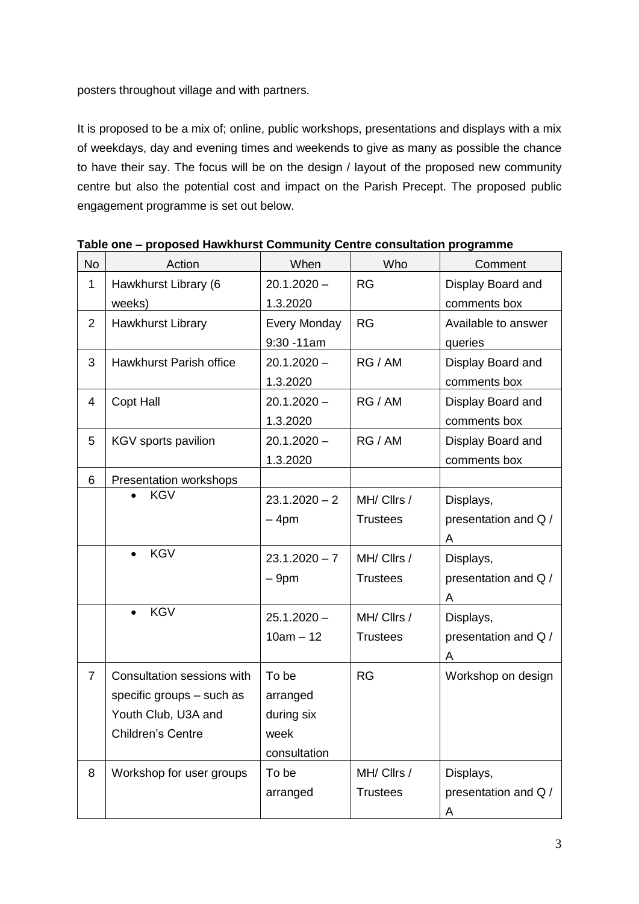posters throughout village and with partners.

It is proposed to be a mix of; online, public workshops, presentations and displays with a mix of weekdays, day and evening times and weekends to give as many as possible the chance to have their say. The focus will be on the design / layout of the proposed new community centre but also the potential cost and impact on the Parish Precept. The proposed public engagement programme is set out below.

**Table one – proposed Hawkhurst Community Centre consultation programme**

| No | Action | When | Who | Comment |
|---|---|---|---|---|
| 1 | Hawkhurst Library (6 weeks) | 20.1.2020 – 1.3.2020 | RG | Display Board and comments box |
| 2 | Hawkhurst Library | Every Monday 9:30 -11am | RG | Available to answer queries |
| 3 | Hawkhurst Parish office | 20.1.2020 – 1.3.2020 | RG / AM | Display Board and comments box |
| 4 | Copt Hall | 20.1.2020 – 1.3.2020 | RG / AM | Display Board and comments box |
| 5 | KGV sports pavilion | 20.1.2020 – 1.3.2020 | RG / AM | Display Board and comments box |
| 6 | Presentation workshops | | | |
| | • KGV | 23.1.2020 – 2 – 4pm | MH/ Cllrs / Trustees | Displays, presentation and Q / A |
| | • KGV | 23.1.2020 – 7 – 9pm | MH/ Cllrs / Trustees | Displays, presentation and Q / A |
| | • KGV | 25.1.2020 – 10am – 12 | MH/ Cllrs / Trustees | Displays, presentation and Q / A |
| 7 | Consultation sessions with specific groups – such as Youth Club, U3A and Children's Centre | To be arranged during six week consultation | RG | Workshop on design |
| 8 | Workshop for user groups | To be arranged | MH/ Cllrs / Trustees | Displays, presentation and Q / A |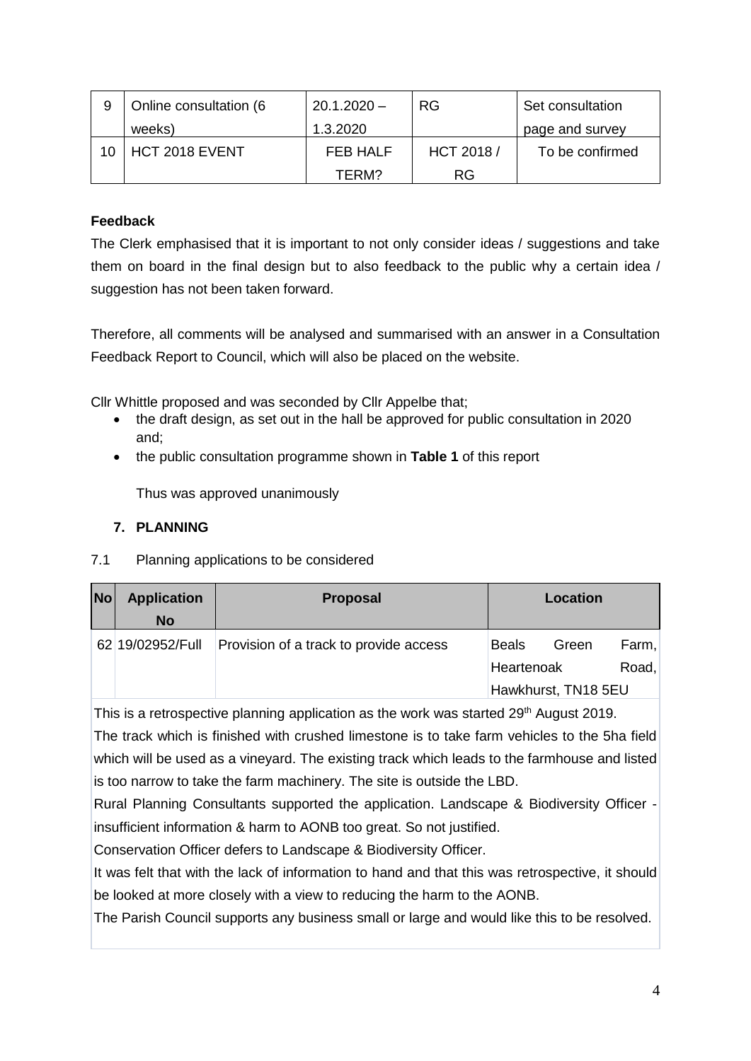| 9 | Online consultation (6 weeks) | 20.1.2020 – 1.3.2020 | RG | Set consultation page and survey |
|---|---|---|---|---|
| 10 | HCT 2018 EVENT | FEB HALF TERM? | HCT 2018 / RG | To be confirmed |

**Feedback**

The Clerk emphasised that it is important to not only consider ideas / suggestions and take them on board in the final design but to also feedback to the public why a certain idea / suggestion has not been taken forward.

Therefore, all comments will be analysed and summarised with an answer in a Consultation Feedback Report to Council, which will also be placed on the website.

Cllr Whittle proposed and was seconded by Cllr Appelbe that;

- the draft design, as set out in the hall be approved for public consultation in 2020 and;
- the public consultation programme shown in **Table 1** of this report

Thus was approved unanimously

**7. PLANNING**

7.1 Planning applications to be considered

| No | Application No | Proposal | Location |
|---|---|---|---|
| 62 | 19/02952/Full | Provision of a track to provide access | Beals Green Farm, Heartenoak Road, Hawkhurst, TN18 5EU |

This is a retrospective planning application as the work was started 29th August 2019.
The track which is finished with crushed limestone is to take farm vehicles to the 5ha field which will be used as a vineyard. The existing track which leads to the farmhouse and listed is too narrow to take the farm machinery. The site is outside the LBD.
Rural Planning Consultants supported the application. Landscape & Biodiversity Officer - insufficient information & harm to AONB too great. So not justified.
Conservation Officer defers to Landscape & Biodiversity Officer.
It was felt that with the lack of information to hand and that this was retrospective, it should be looked at more closely with a view to reducing the harm to the AONB.
The Parish Council supports any business small or large and would like this to be resolved.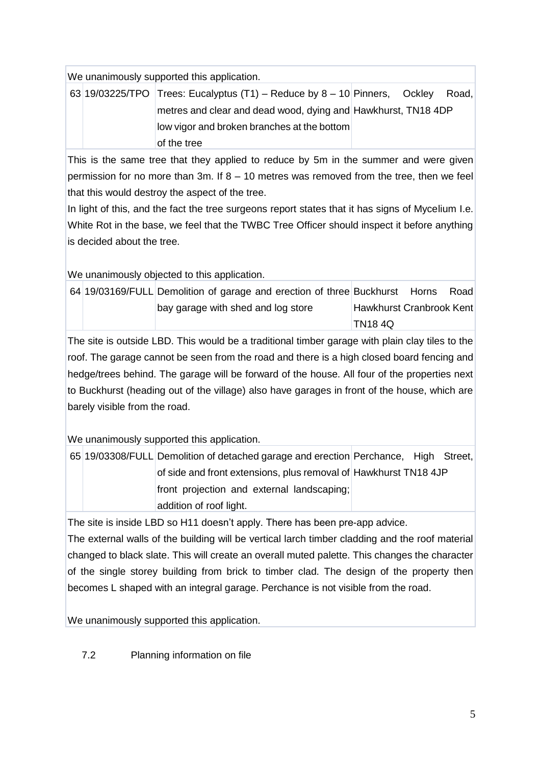We unanimously supported this application.

| 63 | 19/03225/TPO | Trees: Eucalyptus (T1) – Reduce by 8 – 10 metres and clear and dead wood, dying and low vigor and broken branches at the bottom of the tree | Pinners, Ockley Road, Hawkhurst, TN18 4DP |
|---|---|---|---|

This is the same tree that they applied to reduce by 5m in the summer and were given permission for no more than 3m. If 8 – 10 metres was removed from the tree, then we feel that this would destroy the aspect of the tree.

In light of this, and the fact the tree surgeons report states that it has signs of Mycelium I.e. White Rot in the base, we feel that the TWBC Tree Officer should inspect it before anything is decided about the tree.

We unanimously objected to this application.

| 64 | 19/03169/FULL | Demolition of garage and erection of three bay garage with shed and log store | Buckhurst Horns Road Hawkhurst Cranbrook Kent TN18 4Q |
|---|---|---|---|

The site is outside LBD. This would be a traditional timber garage with plain clay tiles to the roof. The garage cannot be seen from the road and there is a high closed board fencing and hedge/trees behind. The garage will be forward of the house. All four of the properties next to Buckhurst (heading out of the village) also have garages in front of the house, which are barely visible from the road.

We unanimously supported this application.

| 65 | 19/03308/FULL | Demolition of detached garage and erection of side and front extensions, plus removal of front projection and external landscaping; addition of roof light. | Perchance, High Street, Hawkhurst TN18 4JP |
|---|---|---|---|

The site is inside LBD so H11 doesn't apply. There has been pre-app advice.

The external walls of the building will be vertical larch timber cladding and the roof material changed to black slate. This will create an overall muted palette. This changes the character of the single storey building from brick to timber clad. The design of the property then becomes L shaped with an integral garage. Perchance is not visible from the road.

We unanimously supported this application.

7.2 Planning information on file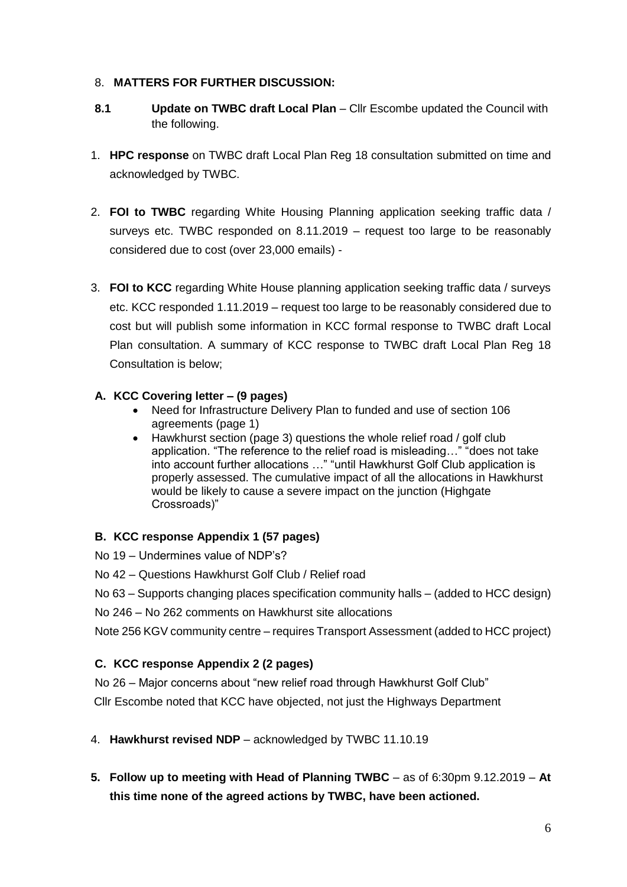8. **MATTERS FOR FURTHER DISCUSSION:**

**8.1 Update on TWBC draft Local Plan** – Cllr Escombe updated the Council with the following.

1. **HPC response** on TWBC draft Local Plan Reg 18 consultation submitted on time and acknowledged by TWBC.

2. **FOI to TWBC** regarding White Housing Planning application seeking traffic data / surveys etc. TWBC responded on 8.11.2019 – request too large to be reasonably considered due to cost (over 23,000 emails) -

3. **FOI to KCC** regarding White House planning application seeking traffic data / surveys etc. KCC responded 1.11.2019 – request too large to be reasonably considered due to cost but will publish some information in KCC formal response to TWBC draft Local Plan consultation. A summary of KCC response to TWBC draft Local Plan Reg 18 Consultation is below;

**A. KCC Covering letter – (9 pages)**

- Need for Infrastructure Delivery Plan to funded and use of section 106 agreements (page 1)
- Hawkhurst section (page 3) questions the whole relief road / golf club application. "The reference to the relief road is misleading…" "does not take into account further allocations …" "until Hawkhurst Golf Club application is properly assessed. The cumulative impact of all the allocations in Hawkhurst would be likely to cause a severe impact on the junction (Highgate Crossroads)"

**B. KCC response Appendix 1 (57 pages)**

No 19 – Undermines value of NDP's?

No 42 – Questions Hawkhurst Golf Club / Relief road

No 63 – Supports changing places specification community halls – (added to HCC design)

No 246 – No 262 comments on Hawkhurst site allocations

Note 256 KGV community centre – requires Transport Assessment (added to HCC project)

**C. KCC response Appendix 2 (2 pages)**

No 26 – Major concerns about "new relief road through Hawkhurst Golf Club"

Cllr Escombe noted that KCC have objected, not just the Highways Department

4. **Hawkhurst revised NDP** – acknowledged by TWBC 11.10.19

5. **Follow up to meeting with Head of Planning TWBC** – as of 6:30pm 9.12.2019 – **At this time none of the agreed actions by TWBC, have been actioned.**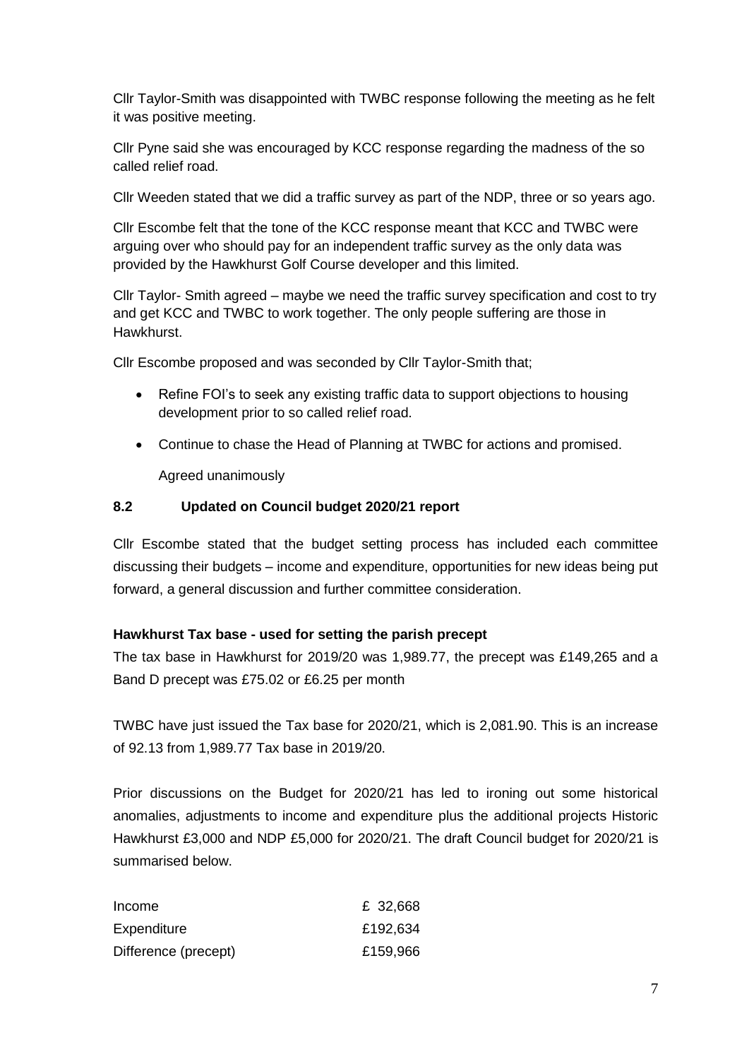Cllr Taylor-Smith was disappointed with TWBC response following the meeting as he felt it was positive meeting.

Cllr Pyne said she was encouraged by KCC response regarding the madness of the so called relief road.

Cllr Weeden stated that we did a traffic survey as part of the NDP, three or so years ago.

Cllr Escombe felt that the tone of the KCC response meant that KCC and TWBC were arguing over who should pay for an independent traffic survey as the only data was provided by the Hawkhurst Golf Course developer and this limited.

Cllr Taylor- Smith agreed – maybe we need the traffic survey specification and cost to try and get KCC and TWBC to work together. The only people suffering are those in Hawkhurst.

Cllr Escombe proposed and was seconded by Cllr Taylor-Smith that;

- Refine FOI's to seek any existing traffic data to support objections to housing development prior to so called relief road.
- Continue to chase the Head of Planning at TWBC for actions and promised.

  Agreed unanimously

### 8.2 Updated on Council budget 2020/21 report

Cllr Escombe stated that the budget setting process has included each committee discussing their budgets – income and expenditure, opportunities for new ideas being put forward, a general discussion and further committee consideration.

**Hawkhurst Tax base - used for setting the parish precept**

The tax base in Hawkhurst for 2019/20 was 1,989.77, the precept was £149,265 and a Band D precept was £75.02 or £6.25 per month

TWBC have just issued the Tax base for 2020/21, which is 2,081.90. This is an increase of 92.13 from 1,989.77 Tax base in 2019/20.

Prior discussions on the Budget for 2020/21 has led to ironing out some historical anomalies, adjustments to income and expenditure plus the additional projects Historic Hawkhurst £3,000 and NDP £5,000 for 2020/21. The draft Council budget for 2020/21 is summarised below.

| | |
|---|---|
| Income | £ 32,668 |
| Expenditure | £192,634 |
| Difference (precept) | £159,966 |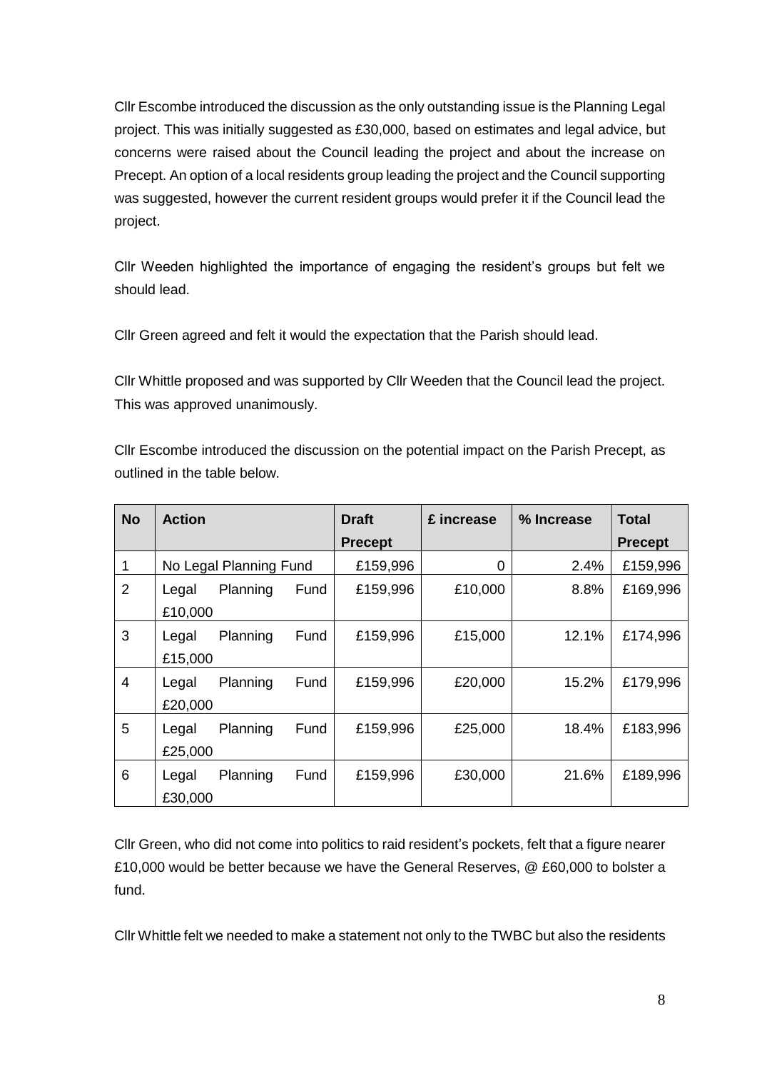Cllr Escombe introduced the discussion as the only outstanding issue is the Planning Legal project. This was initially suggested as £30,000, based on estimates and legal advice, but concerns were raised about the Council leading the project and about the increase on Precept. An option of a local residents group leading the project and the Council supporting was suggested, however the current resident groups would prefer it if the Council lead the project.

Cllr Weeden highlighted the importance of engaging the resident's groups but felt we should lead.

Cllr Green agreed and felt it would the expectation that the Parish should lead.

Cllr Whittle proposed and was supported by Cllr Weeden that the Council lead the project. This was approved unanimously.

Cllr Escombe introduced the discussion on the potential impact on the Parish Precept, as outlined in the table below.

| No | Action | Draft Precept | £ increase | % Increase | Total Precept |
|---|---|---|---|---|---|
| 1 | No Legal Planning Fund | £159,996 | 0 | 2.4% | £159,996 |
| 2 | Legal Planning Fund £10,000 | £159,996 | £10,000 | 8.8% | £169,996 |
| 3 | Legal Planning Fund £15,000 | £159,996 | £15,000 | 12.1% | £174,996 |
| 4 | Legal Planning Fund £20,000 | £159,996 | £20,000 | 15.2% | £179,996 |
| 5 | Legal Planning Fund £25,000 | £159,996 | £25,000 | 18.4% | £183,996 |
| 6 | Legal Planning Fund £30,000 | £159,996 | £30,000 | 21.6% | £189,996 |

Cllr Green, who did not come into politics to raid resident's pockets, felt that a figure nearer £10,000 would be better because we have the General Reserves, @ £60,000 to bolster a fund.

Cllr Whittle felt we needed to make a statement not only to the TWBC but also the residents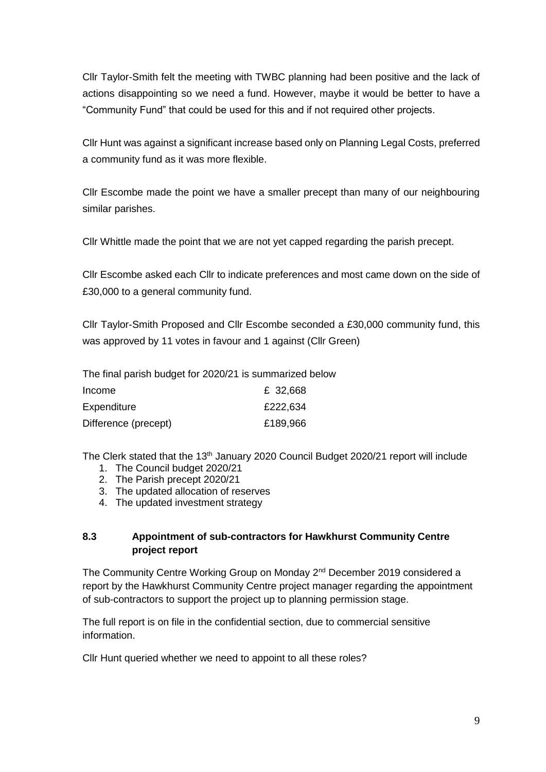Cllr Taylor-Smith felt the meeting with TWBC planning had been positive and the lack of actions disappointing so we need a fund. However, maybe it would be better to have a "Community Fund" that could be used for this and if not required other projects.

Cllr Hunt was against a significant increase based only on Planning Legal Costs, preferred a community fund as it was more flexible.

Cllr Escombe made the point we have a smaller precept than many of our neighbouring similar parishes.

Cllr Whittle made the point that we are not yet capped regarding the parish precept.

Cllr Escombe asked each Cllr to indicate preferences and most came down on the side of £30,000 to a general community fund.

Cllr Taylor-Smith Proposed and Cllr Escombe seconded a £30,000 community fund, this was approved by 11 votes in favour and 1 against (Cllr Green)

The final parish budget for 2020/21 is summarized below

| | |
|---|---|
| Income | £ 32,668 |
| Expenditure | £222,634 |
| Difference (precept) | £189,966 |

The Clerk stated that the 13th January 2020 Council Budget 2020/21 report will include

1. The Council budget 2020/21
2. The Parish precept 2020/21
3. The updated allocation of reserves
4. The updated investment strategy

### 8.3 Appointment of sub-contractors for Hawkhurst Community Centre project report

The Community Centre Working Group on Monday 2nd December 2019 considered a report by the Hawkhurst Community Centre project manager regarding the appointment of sub-contractors to support the project up to planning permission stage.

The full report is on file in the confidential section, due to commercial sensitive information.

Cllr Hunt queried whether we need to appoint to all these roles?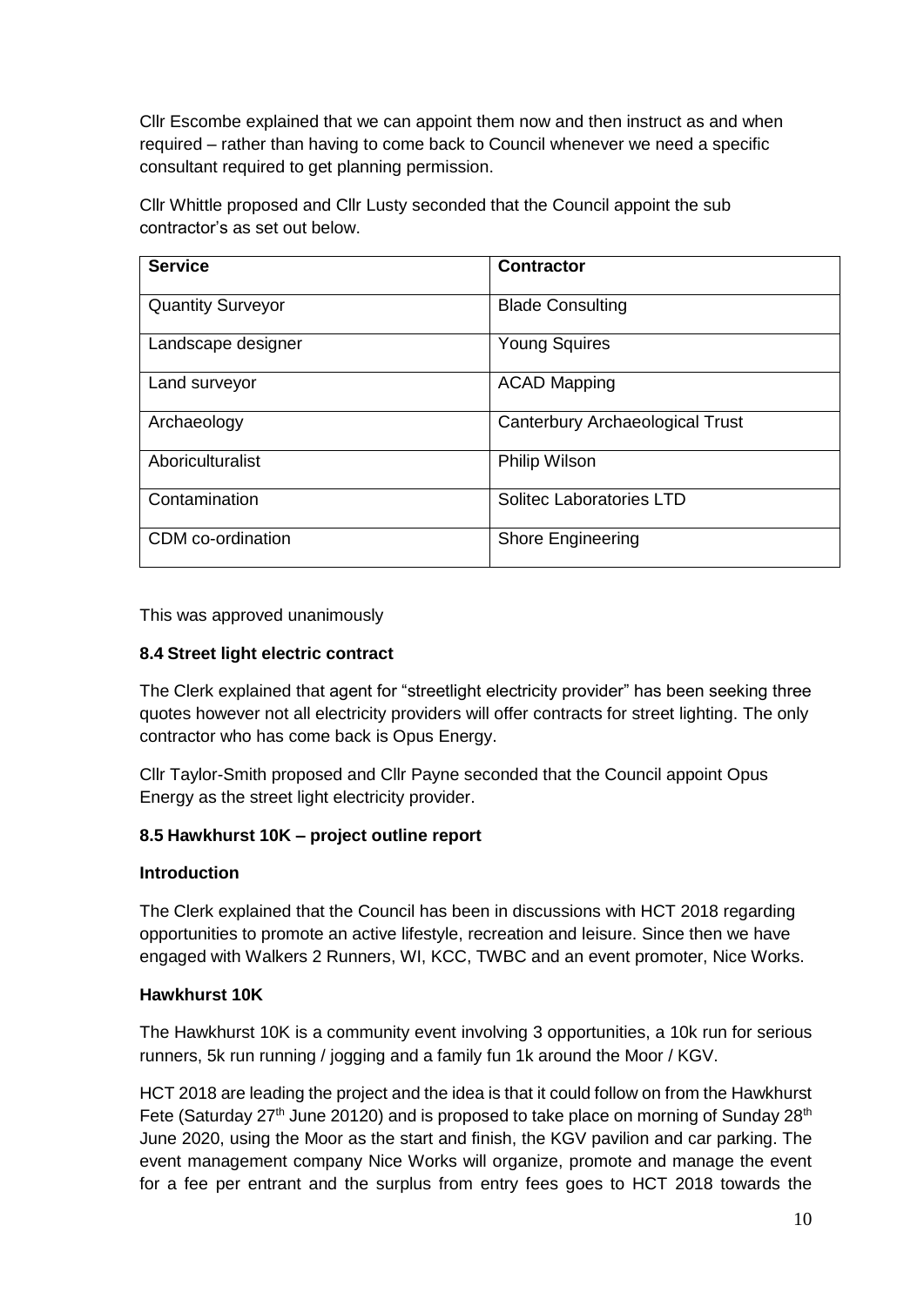Cllr Escombe explained that we can appoint them now and then instruct as and when required – rather than having to come back to Council whenever we need a specific consultant required to get planning permission.

Cllr Whittle proposed and Cllr Lusty seconded that the Council appoint the sub contractor's as set out below.

| Service | Contractor |
|---|---|
| Quantity Surveyor | Blade Consulting |
| Landscape designer | Young Squires |
| Land surveyor | ACAD Mapping |
| Archaeology | Canterbury Archaeological Trust |
| Aboriculturalist | Philip Wilson |
| Contamination | Solitec Laboratories LTD |
| CDM co-ordination | Shore Engineering |

This was approved unanimously

**8.4 Street light electric contract**

The Clerk explained that agent for "streetlight electricity provider" has been seeking three quotes however not all electricity providers will offer contracts for street lighting. The only contractor who has come back is Opus Energy.

Cllr Taylor-Smith proposed and Cllr Payne seconded that the Council appoint Opus Energy as the street light electricity provider.

**8.5 Hawkhurst 10K – project outline report**

**Introduction**

The Clerk explained that the Council has been in discussions with HCT 2018 regarding opportunities to promote an active lifestyle, recreation and leisure. Since then we have engaged with Walkers 2 Runners, WI, KCC, TWBC and an event promoter, Nice Works.

**Hawkhurst 10K**

The Hawkhurst 10K is a community event involving 3 opportunities, a 10k run for serious runners, 5k run running / jogging and a family fun 1k around the Moor / KGV.

HCT 2018 are leading the project and the idea is that it could follow on from the Hawkhurst Fete (Saturday 27th June 20120) and is proposed to take place on morning of Sunday 28th June 2020, using the Moor as the start and finish, the KGV pavilion and car parking. The event management company Nice Works will organize, promote and manage the event for a fee per entrant and the surplus from entry fees goes to HCT 2018 towards the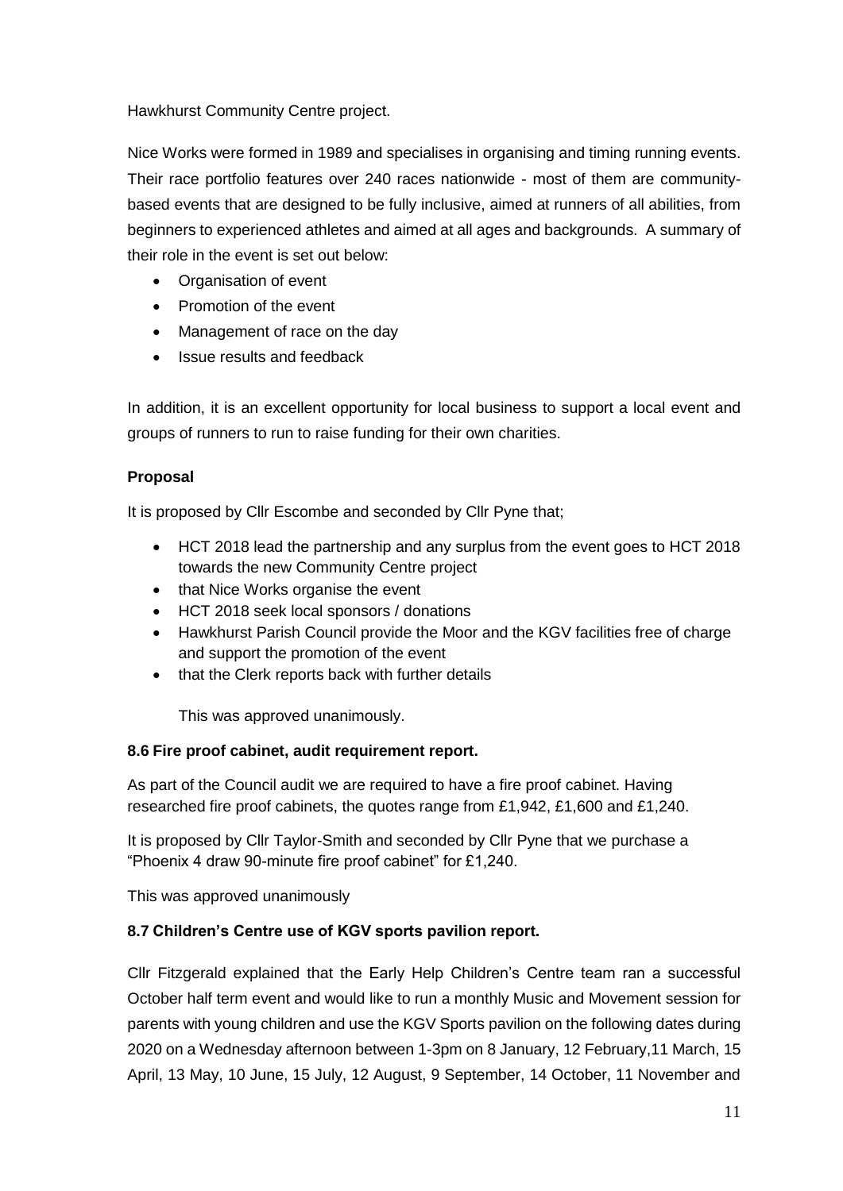Hawkhurst Community Centre project.

Nice Works were formed in 1989 and specialises in organising and timing running events. Their race portfolio features over 240 races nationwide - most of them are community-based events that are designed to be fully inclusive, aimed at runners of all abilities, from beginners to experienced athletes and aimed at all ages and backgrounds. A summary of their role in the event is set out below:

- Organisation of event
- Promotion of the event
- Management of race on the day
- Issue results and feedback

In addition, it is an excellent opportunity for local business to support a local event and groups of runners to run to raise funding for their own charities.

**Proposal**

It is proposed by Cllr Escombe and seconded by Cllr Pyne that;

- HCT 2018 lead the partnership and any surplus from the event goes to HCT 2018 towards the new Community Centre project
- that Nice Works organise the event
- HCT 2018 seek local sponsors / donations
- Hawkhurst Parish Council provide the Moor and the KGV facilities free of charge and support the promotion of the event
- that the Clerk reports back with further details

This was approved unanimously.

**8.6 Fire proof cabinet, audit requirement report.**

As part of the Council audit we are required to have a fire proof cabinet. Having researched fire proof cabinets, the quotes range from £1,942, £1,600 and £1,240.

It is proposed by Cllr Taylor-Smith and seconded by Cllr Pyne that we purchase a "Phoenix 4 draw 90-minute fire proof cabinet" for £1,240.

This was approved unanimously

**8.7 Children's Centre use of KGV sports pavilion report.**

Cllr Fitzgerald explained that the Early Help Children's Centre team ran a successful October half term event and would like to run a monthly Music and Movement session for parents with young children and use the KGV Sports pavilion on the following dates during 2020 on a Wednesday afternoon between 1-3pm on 8 January, 12 February,11 March, 15 April, 13 May, 10 June, 15 July, 12 August, 9 September, 14 October, 11 November and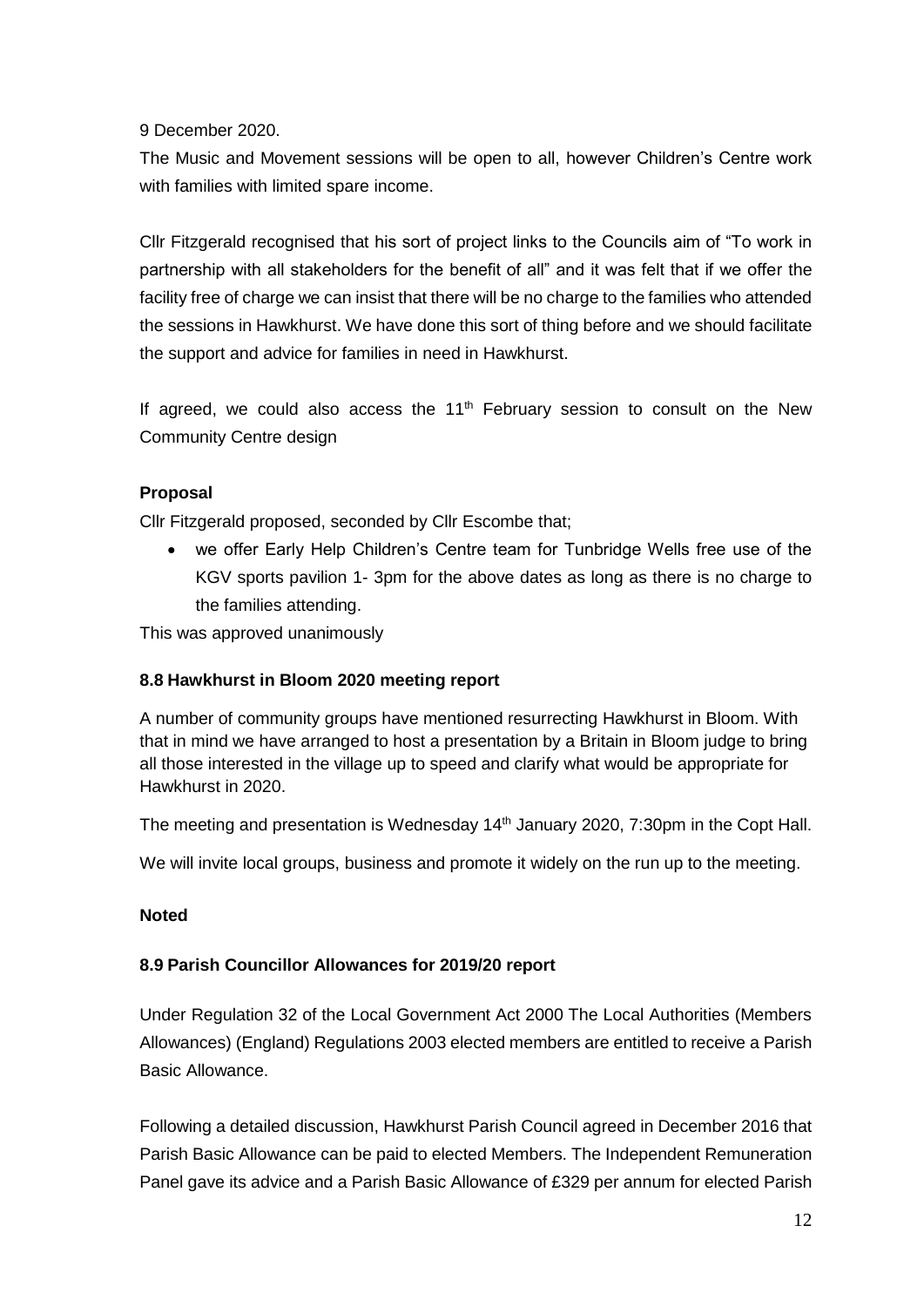9 December 2020.

The Music and Movement sessions will be open to all, however Children's Centre work with families with limited spare income.

Cllr Fitzgerald recognised that his sort of project links to the Councils aim of "To work in partnership with all stakeholders for the benefit of all" and it was felt that if we offer the facility free of charge we can insist that there will be no charge to the families who attended the sessions in Hawkhurst. We have done this sort of thing before and we should facilitate the support and advice for families in need in Hawkhurst.

If agreed, we could also access the 11th February session to consult on the New Community Centre design

**Proposal**

Cllr Fitzgerald proposed, seconded by Cllr Escombe that;

- we offer Early Help Children's Centre team for Tunbridge Wells free use of the KGV sports pavilion 1- 3pm for the above dates as long as there is no charge to the families attending.

This was approved unanimously

**8.8 Hawkhurst in Bloom 2020 meeting report**

A number of community groups have mentioned resurrecting Hawkhurst in Bloom. With that in mind we have arranged to host a presentation by a Britain in Bloom judge to bring all those interested in the village up to speed and clarify what would be appropriate for Hawkhurst in 2020.

The meeting and presentation is Wednesday 14th January 2020, 7:30pm in the Copt Hall.

We will invite local groups, business and promote it widely on the run up to the meeting.

**Noted**

**8.9 Parish Councillor Allowances for 2019/20 report**

Under Regulation 32 of the Local Government Act 2000 The Local Authorities (Members Allowances) (England) Regulations 2003 elected members are entitled to receive a Parish Basic Allowance.

Following a detailed discussion, Hawkhurst Parish Council agreed in December 2016 that Parish Basic Allowance can be paid to elected Members. The Independent Remuneration Panel gave its advice and a Parish Basic Allowance of £329 per annum for elected Parish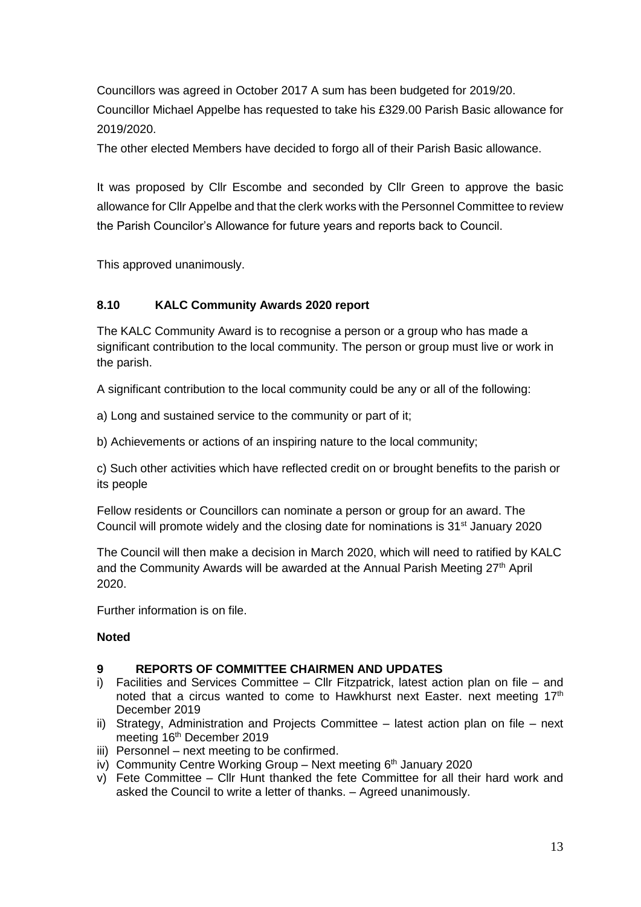Councillors was agreed in October 2017 A sum has been budgeted for 2019/20.
Councillor Michael Appelbe has requested to take his £329.00 Parish Basic allowance for 2019/2020.

The other elected Members have decided to forgo all of their Parish Basic allowance.

It was proposed by Cllr Escombe and seconded by Cllr Green to approve the basic allowance for Cllr Appelbe and that the clerk works with the Personnel Committee to review the Parish Councilor's Allowance for future years and reports back to Council.

This approved unanimously.

### 8.10 KALC Community Awards 2020 report

The KALC Community Award is to recognise a person or a group who has made a significant contribution to the local community. The person or group must live or work in the parish.

A significant contribution to the local community could be any or all of the following:

a) Long and sustained service to the community or part of it;

b) Achievements or actions of an inspiring nature to the local community;

c) Such other activities which have reflected credit on or brought benefits to the parish or its people

Fellow residents or Councillors can nominate a person or group for an award. The Council will promote widely and the closing date for nominations is 31st January 2020

The Council will then make a decision in March 2020, which will need to ratified by KALC and the Community Awards will be awarded at the Annual Parish Meeting 27th April 2020.

Further information is on file.

**Noted**

## 9 REPORTS OF COMMITTEE CHAIRMEN AND UPDATES

i) Facilities and Services Committee – Cllr Fitzpatrick, latest action plan on file – and noted that a circus wanted to come to Hawkhurst next Easter. next meeting 17th December 2019
ii) Strategy, Administration and Projects Committee – latest action plan on file – next meeting 16th December 2019
iii) Personnel – next meeting to be confirmed.
iv) Community Centre Working Group – Next meeting 6th January 2020
v) Fete Committee – Cllr Hunt thanked the fete Committee for all their hard work and asked the Council to write a letter of thanks. – Agreed unanimously.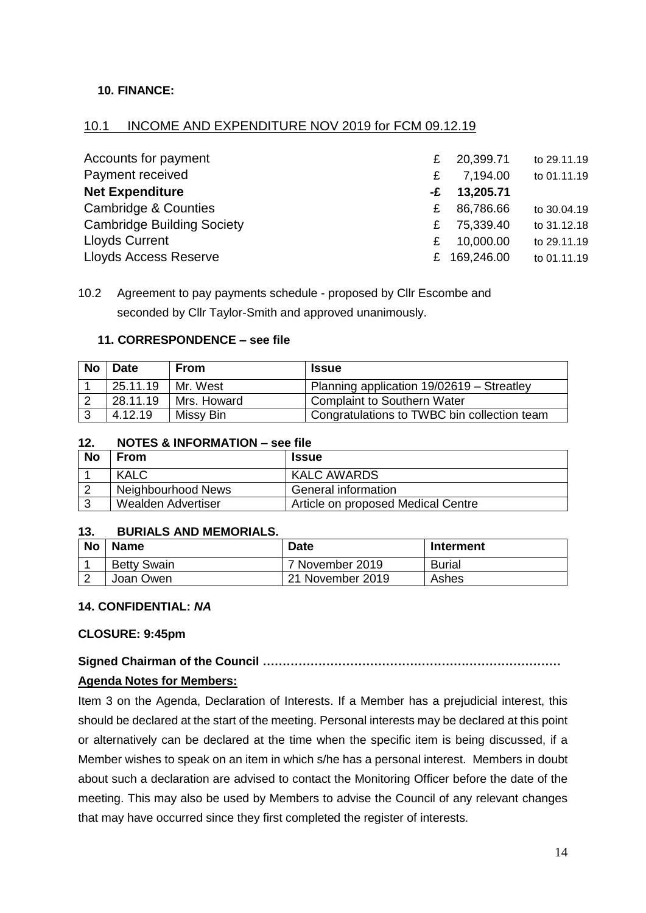**10. FINANCE:**

10.1 INCOME AND EXPENDITURE NOV 2019 for FCM 09.12.19

| | | | |
|---|---|---|---|
| Accounts for payment | £ | 20,399.71 | to 29.11.19 |
| Payment received | £ | 7,194.00 | to 01.11.19 |
| **Net Expenditure** | **-£** | **13,205.71** | |
| Cambridge & Counties | £ | 86,786.66 | to 30.04.19 |
| Cambridge Building Society | £ | 75,339.40 | to 31.12.18 |
| Lloyds Current | £ | 10,000.00 | to 29.11.19 |
| Lloyds Access Reserve | £ | 169,246.00 | to 01.11.19 |

10.2 Agreement to pay payments schedule - proposed by Cllr Escombe and seconded by Cllr Taylor-Smith and approved unanimously.

**11. CORRESPONDENCE – see file**

| No | Date | From | Issue |
|---|---|---|---|
| 1 | 25.11.19 | Mr. West | Planning application 19/02619 – Streatley |
| 2 | 28.11.19 | Mrs. Howard | Complaint to Southern Water |
| 3 | 4.12.19 | Missy Bin | Congratulations to TWBC bin collection team |

**12. NOTES & INFORMATION – see file**

| No | From | Issue |
|---|---|---|
| 1 | KALC | KALC AWARDS |
| 2 | Neighbourhood News | General information |
| 3 | Wealden Advertiser | Article on proposed Medical Centre |

**13. BURIALS AND MEMORIALS.**

| No | Name | Date | Interment |
|---|---|---|---|
| 1 | Betty Swain | 7 November 2019 | Burial |
| 2 | Joan Owen | 21 November 2019 | Ashes |

**14. CONFIDENTIAL:** ***NA***

**CLOSURE: 9:45pm**

**Signed Chairman of the Council …………………………………………………………………**

**Agenda Notes for Members:**

Item 3 on the Agenda, Declaration of Interests. If a Member has a prejudicial interest, this should be declared at the start of the meeting. Personal interests may be declared at this point or alternatively can be declared at the time when the specific item is being discussed, if a Member wishes to speak on an item in which s/he has a personal interest. Members in doubt about such a declaration are advised to contact the Monitoring Officer before the date of the meeting. This may also be used by Members to advise the Council of any relevant changes that may have occurred since they first completed the register of interests.